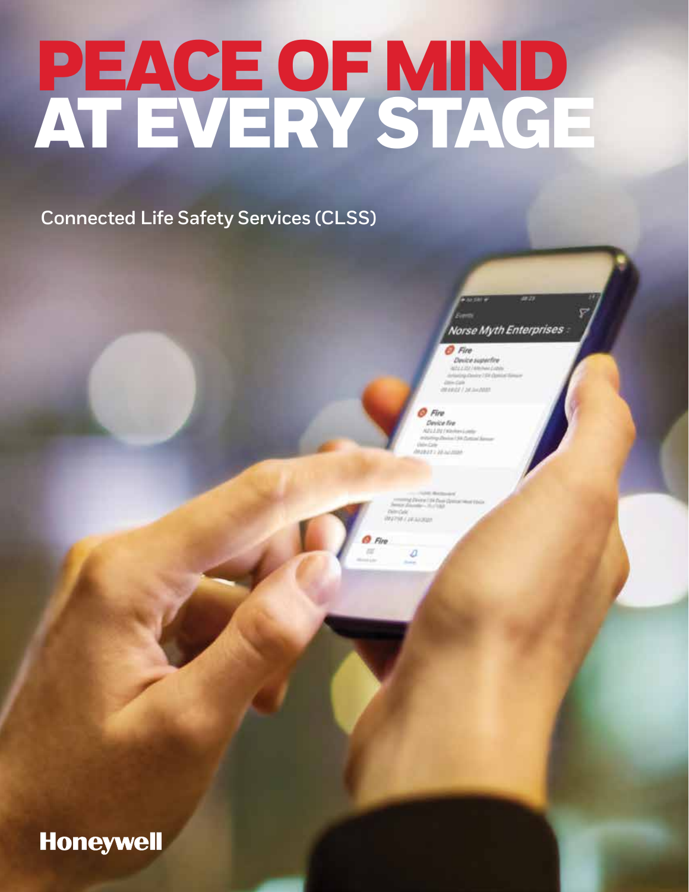# PEACE OF MIND AT EVERY STAGE

Connected Life Safety Services (CLSS)

Honeywell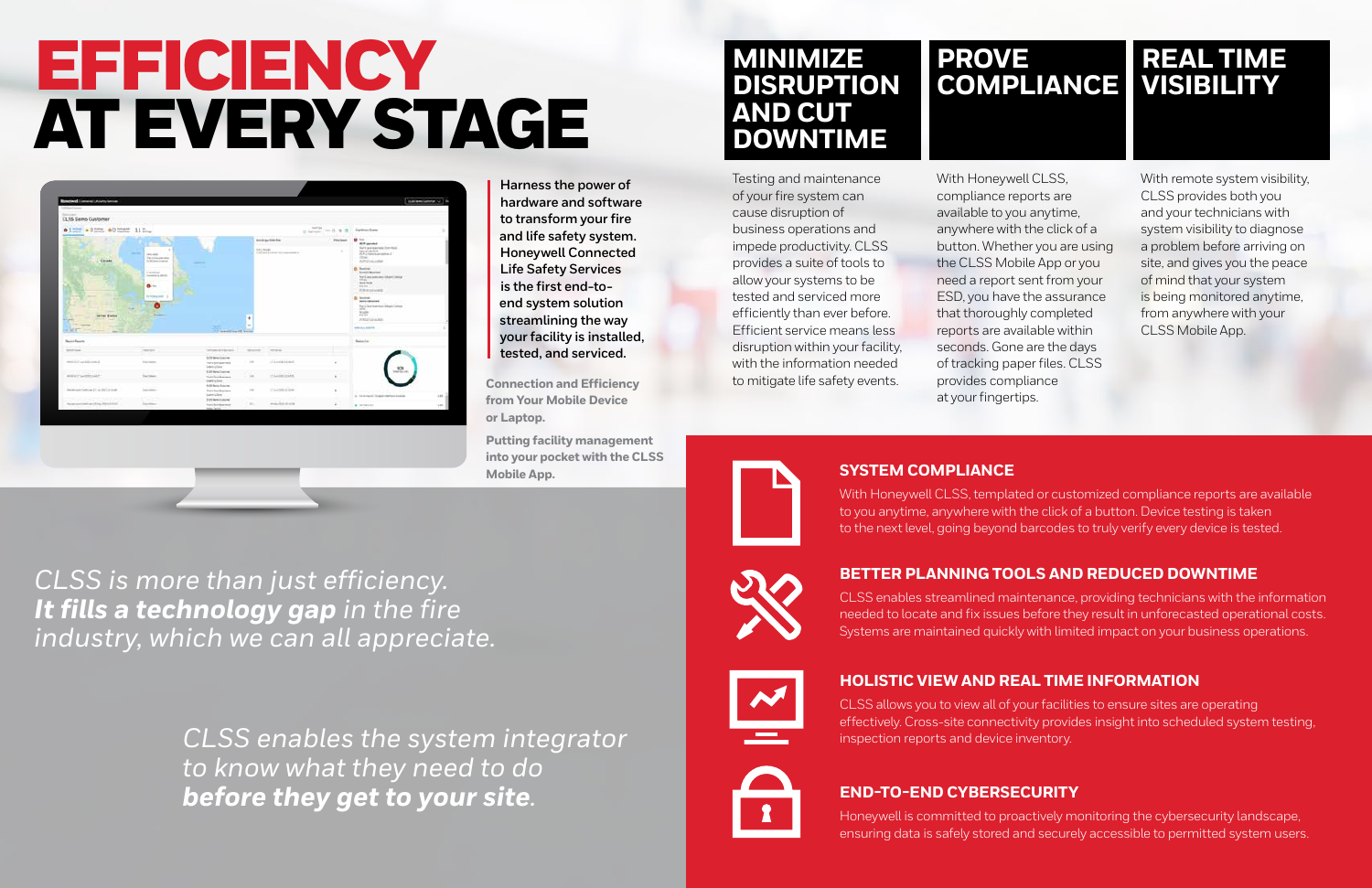# EFFICIENCY AT EVERY STAGE

**Harness the power of hardware and software to transform your fire and life safety system. Honeywell Connected Life Safety Services is the first end-to-end system solution streamlining the way your facility is installed, tested, and serviced.**

**Connection and Efficiency from Your Mobile Device or Laptop.**

**Putting facility management into your pocket with the CLSS Mobile App.**

*CLSS is more than just efficiency. **It fills a technology gap** in the fire industry, which we can all appreciate.*

*CLSS enables the system integrator to know what they need to do **before they get to your site**.*

## MINIMIZE DISRUPTION AND CUT DOWNTIME

Testing and maintenance of your fire system can cause disruption of business operations and impede productivity. CLSS provides a suite of tools to allow your systems to be tested and serviced more efficiently than ever before. Efficient service means less disruption within your facility, with the information needed to mitigate life safety events.

## PROVE COMPLIANCE

With Honeywell CLSS, compliance reports are available to you anytime, anywhere with the click of a button. Whether you are using the CLSS Mobile App or you need a report sent from your ESD, you have the assurance that thoroughly completed reports are available within seconds. Gone are the days of tracking paper files. CLSS provides compliance at your fingertips.

## REAL TIME VISIBILITY

With remote system visibility, CLSS provides both you and your technicians with system visibility to diagnose a problem before arriving on site, and gives you the peace of mind that your system is being monitored anytime, from anywhere with your CLSS Mobile App.

### SYSTEM COMPLIANCE

With Honeywell CLSS, templated or customized compliance reports are available to you anytime, anywhere with the click of a button. Device testing is taken to the next level, going beyond barcodes to truly verify every device is tested.

### BETTER PLANNING TOOLS AND REDUCED DOWNTIME

CLSS enables streamlined maintenance, providing technicians with the information needed to locate and fix issues before they result in unforecasted operational costs. Systems are maintained quickly with limited impact on your business operations.

### HOLISTIC VIEW AND REAL TIME INFORMATION

CLSS allows you to view all of your facilities to ensure sites are operating effectively. Cross-site connectivity provides insight into scheduled system testing, inspection reports and device inventory.

### END-TO-END CYBERSECURITY

Honeywell is committed to proactively monitoring the cybersecurity landscape, ensuring data is safely stored and securely accessible to permitted system users.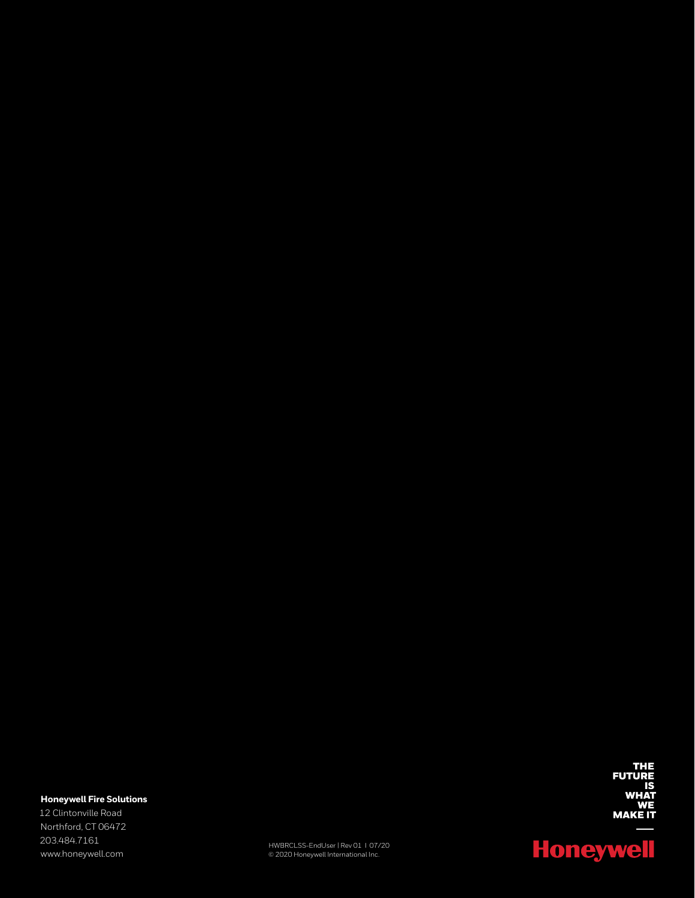**Honeywell Fire Solutions**
12 Clintonville Road
Northford, CT 06472
203.484.7161
www.honeywell.com

HWBRCLSS-EndUser | Rev 01 | 07/20
© 2020 Honeywell International Inc.

THE
FUTURE
IS
WHAT
WE
MAKE IT

Honeywell